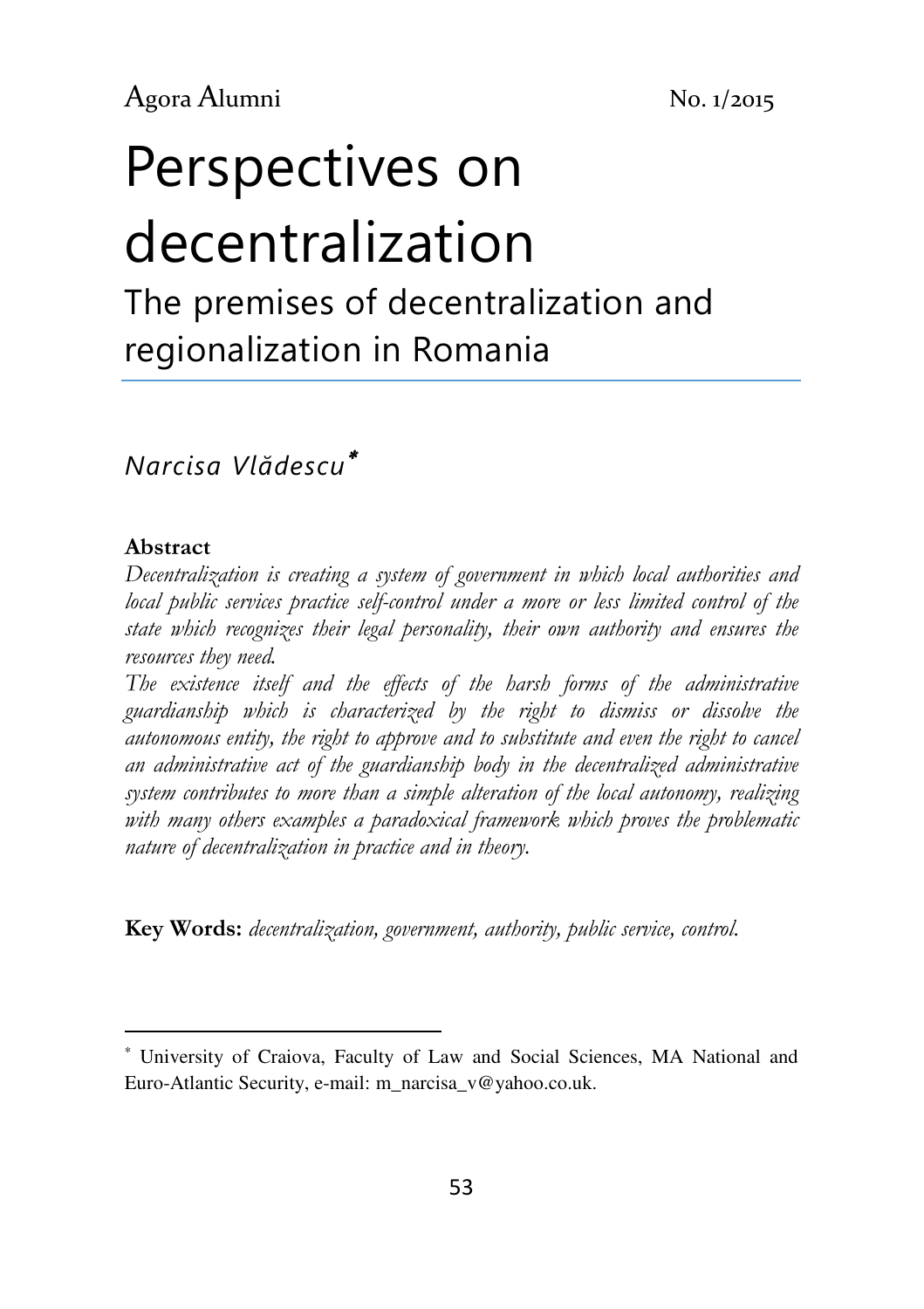# Perspectives on decentralization

## The premises of decentralization and regionalization in Romania

*Narcisa Vlădescu*[*]

**Abstract**

*Decentralization is creating a system of government in which local authorities and local public services practice self-control under a more or less limited control of the state which recognizes their legal personality, their own authority and ensures the resources they need.*

*The existence itself and the effects of the harsh forms of the administrative guardianship which is characterized by the right to dismiss or dissolve the autonomous entity, the right to approve and to substitute and even the right to cancel an administrative act of the guardianship body in the decentralized administrative system contributes to more than a simple alteration of the local autonomy, realizing with many others examples a paradoxical framework which proves the problematic nature of decentralization in practice and in theory.*

**Key Words:** *decentralization, government, authority, public service, control.*

---

[*] University of Craiova, Faculty of Law and Social Sciences, MA National and Euro-Atlantic Security, e-mail: m_narcisa_v@yahoo.co.uk.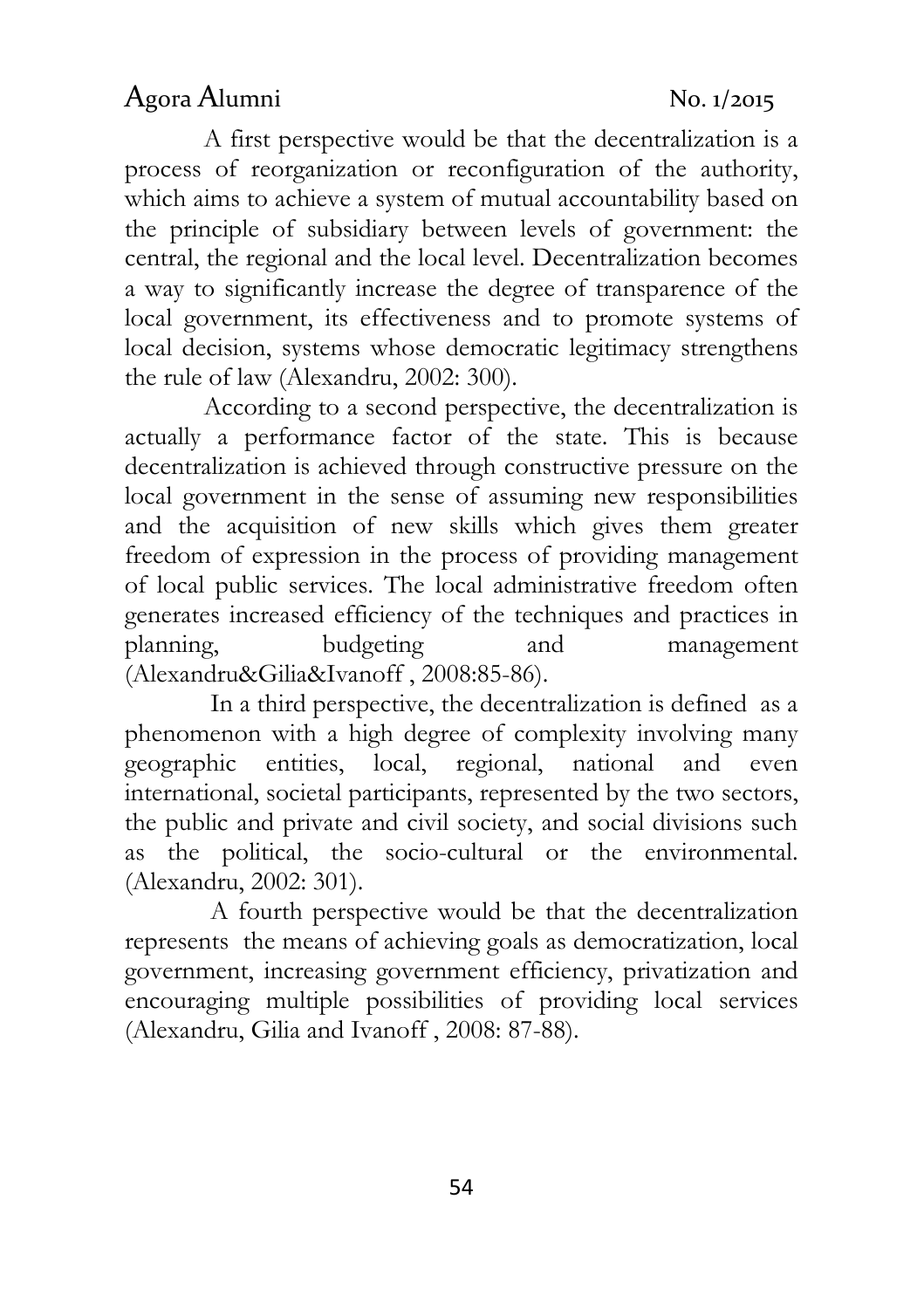A first perspective would be that the decentralization is a process of reorganization or reconfiguration of the authority, which aims to achieve a system of mutual accountability based on the principle of subsidiary between levels of government: the central, the regional and the local level. Decentralization becomes a way to significantly increase the degree of transparence of the local government, its effectiveness and to promote systems of local decision, systems whose democratic legitimacy strengthens the rule of law (Alexandru, 2002: 300).

According to a second perspective, the decentralization is actually a performance factor of the state. This is because decentralization is achieved through constructive pressure on the local government in the sense of assuming new responsibilities and the acquisition of new skills which gives them greater freedom of expression in the process of providing management of local public services. The local administrative freedom often generates increased efficiency of the techniques and practices in planning, budgeting and management (Alexandru&Gilia&Ivanoff , 2008:85-86).

In a third perspective, the decentralization is defined as a phenomenon with a high degree of complexity involving many geographic entities, local, regional, national and even international, societal participants, represented by the two sectors, the public and private and civil society, and social divisions such as the political, the socio-cultural or the environmental. (Alexandru, 2002: 301).

A fourth perspective would be that the decentralization represents the means of achieving goals as democratization, local government, increasing government efficiency, privatization and encouraging multiple possibilities of providing local services (Alexandru, Gilia and Ivanoff , 2008: 87-88).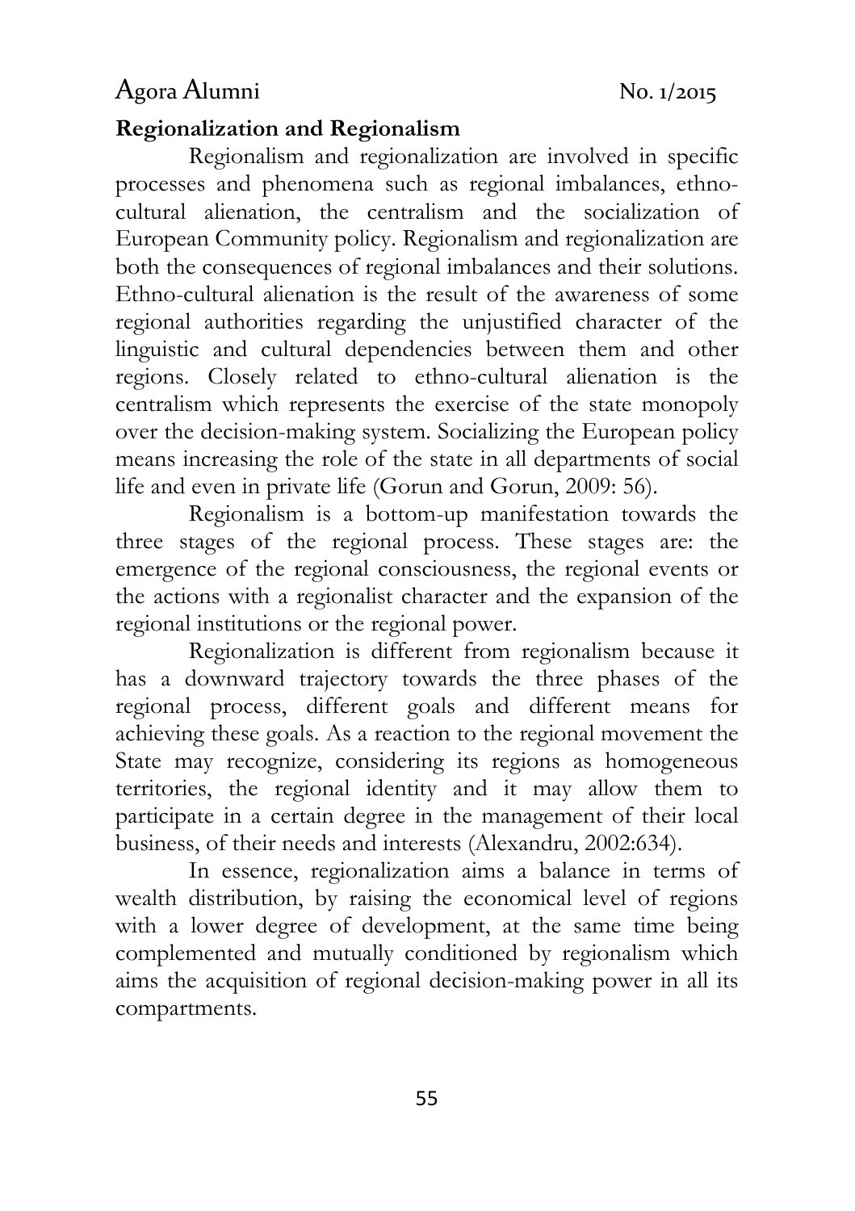**Regionalization and Regionalism**

Regionalism and regionalization are involved in specific processes and phenomena such as regional imbalances, ethno-cultural alienation, the centralism and the socialization of European Community policy. Regionalism and regionalization are both the consequences of regional imbalances and their solutions. Ethno-cultural alienation is the result of the awareness of some regional authorities regarding the unjustified character of the linguistic and cultural dependencies between them and other regions. Closely related to ethno-cultural alienation is the centralism which represents the exercise of the state monopoly over the decision-making system. Socializing the European policy means increasing the role of the state in all departments of social life and even in private life (Gorun and Gorun, 2009: 56).

Regionalism is a bottom-up manifestation towards the three stages of the regional process. These stages are: the emergence of the regional consciousness, the regional events or the actions with a regionalist character and the expansion of the regional institutions or the regional power.

Regionalization is different from regionalism because it has a downward trajectory towards the three phases of the regional process, different goals and different means for achieving these goals. As a reaction to the regional movement the State may recognize, considering its regions as homogeneous territories, the regional identity and it may allow them to participate in a certain degree in the management of their local business, of their needs and interests (Alexandru, 2002:634).

In essence, regionalization aims a balance in terms of wealth distribution, by raising the economical level of regions with a lower degree of development, at the same time being complemented and mutually conditioned by regionalism which aims the acquisition of regional decision-making power in all its compartments.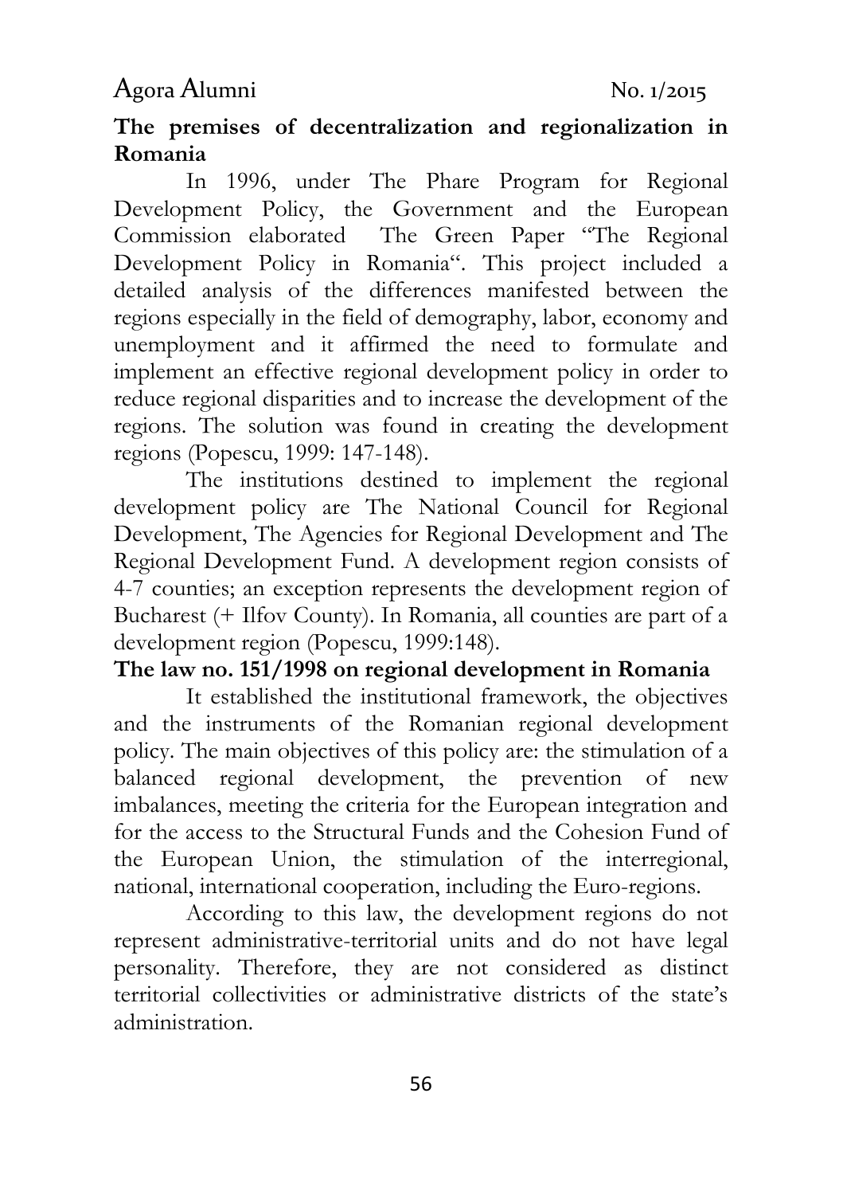**The premises of decentralization and regionalization in Romania**

In 1996, under The Phare Program for Regional Development Policy, the Government and the European Commission elaborated The Green Paper "The Regional Development Policy in Romania". This project included a detailed analysis of the differences manifested between the regions especially in the field of demography, labor, economy and unemployment and it affirmed the need to formulate and implement an effective regional development policy in order to reduce regional disparities and to increase the development of the regions. The solution was found in creating the development regions (Popescu, 1999: 147-148).

The institutions destined to implement the regional development policy are The National Council for Regional Development, The Agencies for Regional Development and The Regional Development Fund. A development region consists of 4-7 counties; an exception represents the development region of Bucharest (+ Ilfov County). In Romania, all counties are part of a development region (Popescu, 1999:148).

**The law no. 151/1998 on regional development in Romania**

It established the institutional framework, the objectives and the instruments of the Romanian regional development policy. The main objectives of this policy are: the stimulation of a balanced regional development, the prevention of new imbalances, meeting the criteria for the European integration and for the access to the Structural Funds and the Cohesion Fund of the European Union, the stimulation of the interregional, national, international cooperation, including the Euro-regions.

According to this law, the development regions do not represent administrative-territorial units and do not have legal personality. Therefore, they are not considered as distinct territorial collectivities or administrative districts of the state's administration.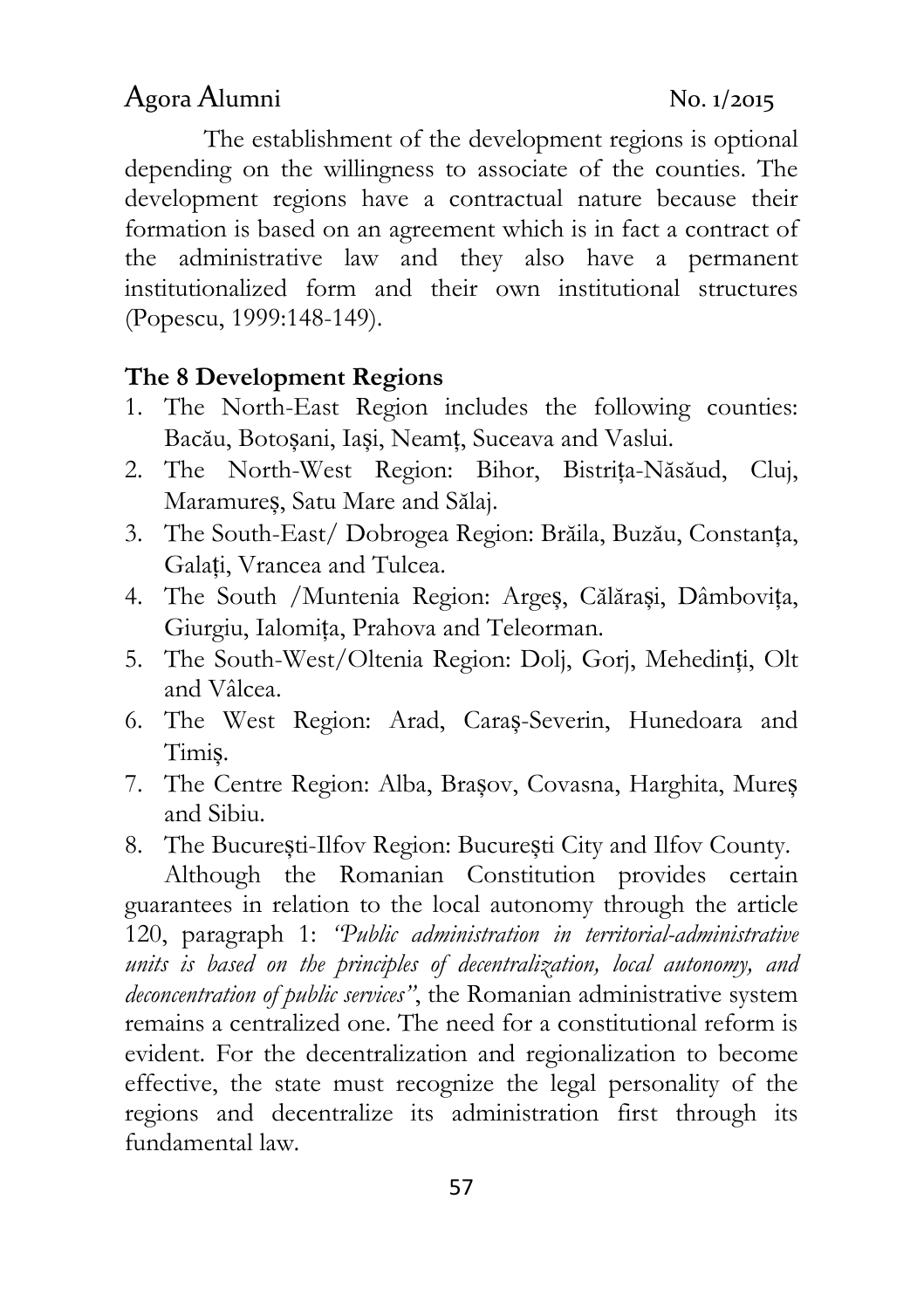The establishment of the development regions is optional depending on the willingness to associate of the counties. The development regions have a contractual nature because their formation is based on an agreement which is in fact a contract of the administrative law and they also have a permanent institutionalized form and their own institutional structures (Popescu, 1999:148-149).

**The 8 Development Regions**

1. The North-East Region includes the following counties: Bacău, Botoşani, Iaşi, Neamţ, Suceava and Vaslui.
2. The North-West Region: Bihor, Bistrița-Năsăud, Cluj, Maramureş, Satu Mare and Sălaj.
3. The South-East/ Dobrogea Region: Brăila, Buzău, Constanța, Galați, Vrancea and Tulcea.
4. The South /Muntenia Region: Argeş, Călăraşi, Dâmbovița, Giurgiu, Ialomița, Prahova and Teleorman.
5. The South-West/Oltenia Region: Dolj, Gorj, Mehedinți, Olt and Vâlcea.
6. The West Region: Arad, Caraş-Severin, Hunedoara and Timiş.
7. The Centre Region: Alba, Braşov, Covasna, Harghita, Mureş and Sibiu.
8. The Bucureşti-Ilfov Region: Bucureşti City and Ilfov County.

Although the Romanian Constitution provides certain guarantees in relation to the local autonomy through the article 120, paragraph 1: *"Public administration in territorial-administrative units is based on the principles of decentralization, local autonomy, and deconcentration of public services"*, the Romanian administrative system remains a centralized one. The need for a constitutional reform is evident. For the decentralization and regionalization to become effective, the state must recognize the legal personality of the regions and decentralize its administration first through its fundamental law.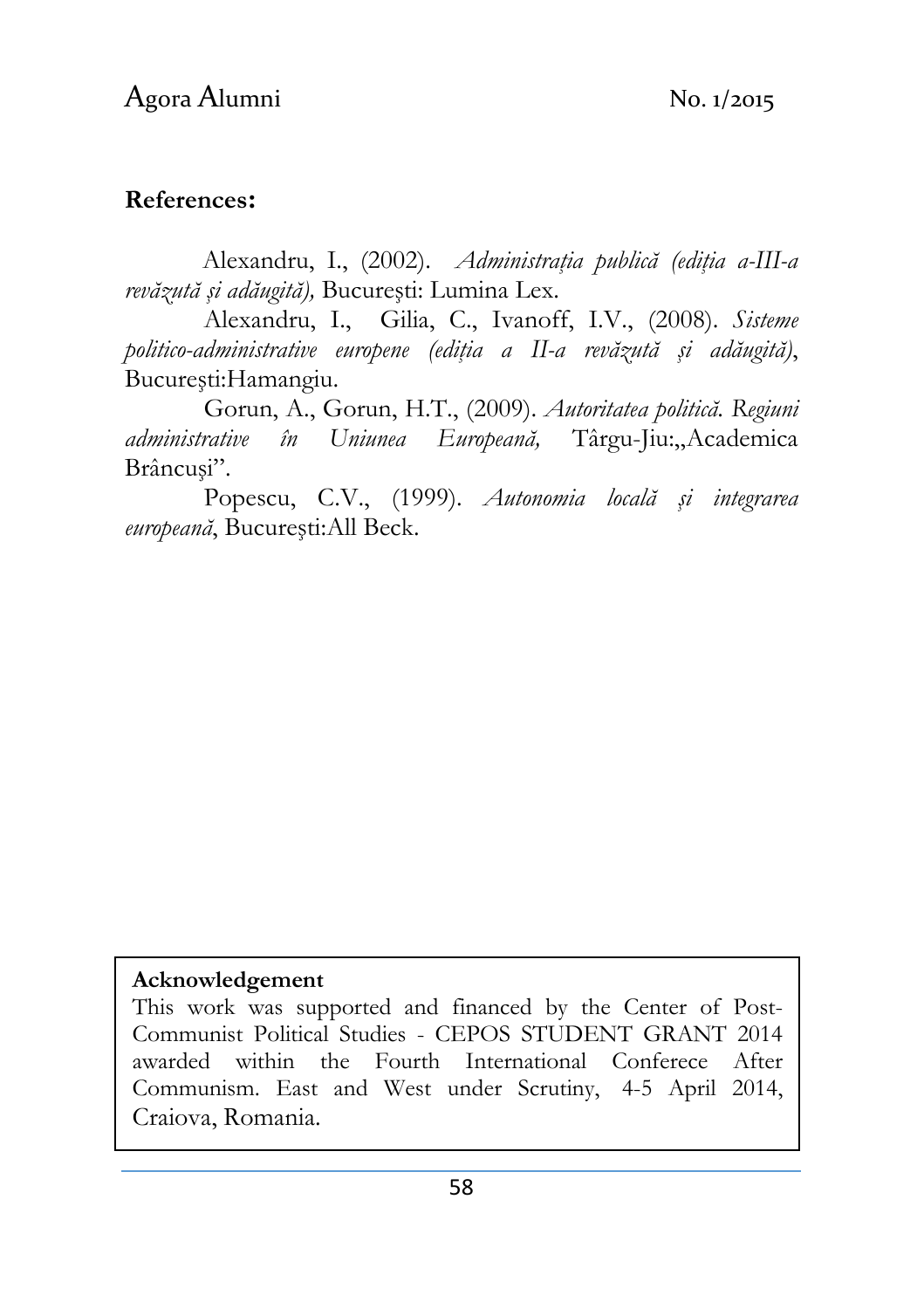**References:**

Alexandru, I., (2002). *Administrația publică (ediția a-III-a revăzută și adăugită),* București: Lumina Lex.

Alexandru, I., Gilia, C., Ivanoff, I.V., (2008). *Sisteme politico-administrative europene (ediția a II-a revăzută și adăugită)*, București:Hamangiu.

Gorun, A., Gorun, H.T., (2009). *Autoritatea politică. Regiuni administrative în Uniunea Europeană,* Târgu-Jiu:,,Academica Brâncuşi".

Popescu, C.V., (1999). *Autonomia locală şi integrarea europeană*, Bucureşti:All Beck.

**Acknowledgement**

This work was supported and financed by the Center of Post-Communist Political Studies - CEPOS STUDENT GRANT 2014 awarded within the Fourth International Conferece After Communism. East and West under Scrutiny, 4-5 April 2014, Craiova, Romania.